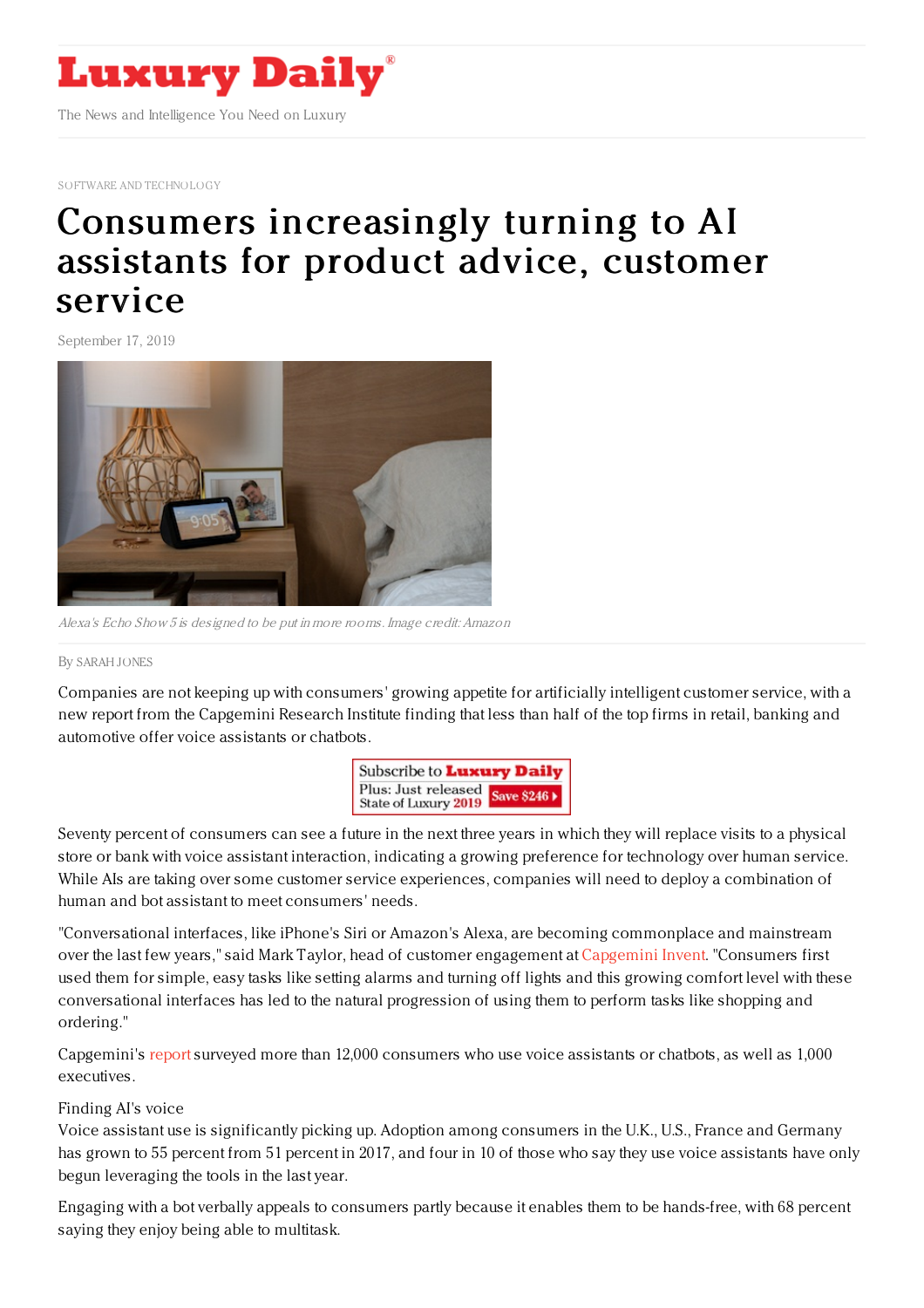# Luxury Daily

The News and Intelligence You Need on Luxury

SOFTWARE AND TECHNOLOGY

# Consumers increasingly turning to AI assistants for product advice, customer service

September 17, 2019

*Alexa's Echo Show 5 is designed to be put in more rooms. Image credit: Amazon*

By SARAH JONES

Companies are not keeping up with consumers' growing appetite for artificially intelligent customer service, with a new report from the Capgemini Research Institute finding that less than half of the top firms in retail, banking and automotive offer voice assistants or chatbots.

Seventy percent of consumers can see a future in the next three years in which they will replace visits to a physical store or bank with voice assistant interaction, indicating a growing preference for technology over human service. While AIs are taking over some customer service experiences, companies will need to deploy a combination of human and bot assistant to meet consumers' needs.

"Conversational interfaces, like iPhone's Siri or Amazon's Alexa, are becoming commonplace and mainstream over the last few years," said Mark Taylor, head of customer engagement at Capgemini Invent. "Consumers first used them for simple, easy tasks like setting alarms and turning off lights and this growing comfort level with these conversational interfaces has led to the natural progression of using them to perform tasks like shopping and ordering."

Capgemini's report surveyed more than 12,000 consumers who use voice assistants or chatbots, as well as 1,000 executives.

Finding AI's voice

Voice assistant use is significantly picking up. Adoption among consumers in the U.K., U.S., France and Germany has grown to 55 percent from 51 percent in 2017, and four in 10 of those who say they use voice assistants have only begun leveraging the tools in the last year.

Engaging with a bot verbally appeals to consumers partly because it enables them to be hands-free, with 68 percent saying they enjoy being able to multitask.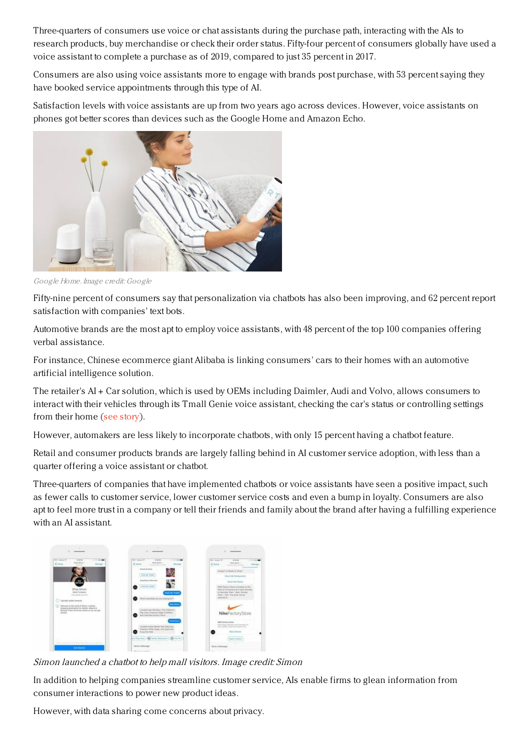Three-quarters of consumers use voice or chat assistants during the purchase path, interacting with the AIs to research products, buy merchandise or check their order status. Fifty-four percent of consumers globally have used a voice assistant to complete a purchase as of 2019, compared to just 35 percent in 2017.

Consumers are also using voice assistants more to engage with brands post purchase, with 53 percent saying they have booked service appointments through this type of AI.

Satisfaction levels with voice assistants are up from two years ago across devices. However, voice assistants on phones got better scores than devices such as the Google Home and Amazon Echo.

*Google Home. Image credit: Google*

Fifty-nine percent of consumers say that personalization via chatbots has also been improving, and 62 percent report satisfaction with companies' text bots.

Automotive brands are the most apt to employ voice assistants, with 48 percent of the top 100 companies offering verbal assistance.

For instance, Chinese ecommerce giant Alibaba is linking consumers' cars to their homes with an automotive artificial intelligence solution.

The retailer's AI + Car solution, which is used by OEMs including Daimler, Audi and Volvo, allows consumers to interact with their vehicles through its Tmall Genie voice assistant, checking the car's status or controlling settings from their home (see story).

However, automakers are less likely to incorporate chatbots, with only 15 percent having a chatbot feature.

Retail and consumer products brands are largely falling behind in AI customer service adoption, with less than a quarter offering a voice assistant or chatbot.

Three-quarters of companies that have implemented chatbots or voice assistants have seen a positive impact, such as fewer calls to customer service, lower customer service costs and even a bump in loyalty. Consumers are also apt to feel more trust in a company or tell their friends and family about the brand after having a fulfilling experience with an AI assistant.

*Simon launched a chatbot to help mall visitors. Image credit: Simon*

In addition to helping companies streamline customer service, AIs enable firms to glean information from consumer interactions to power new product ideas.

However, with data sharing come concerns about privacy.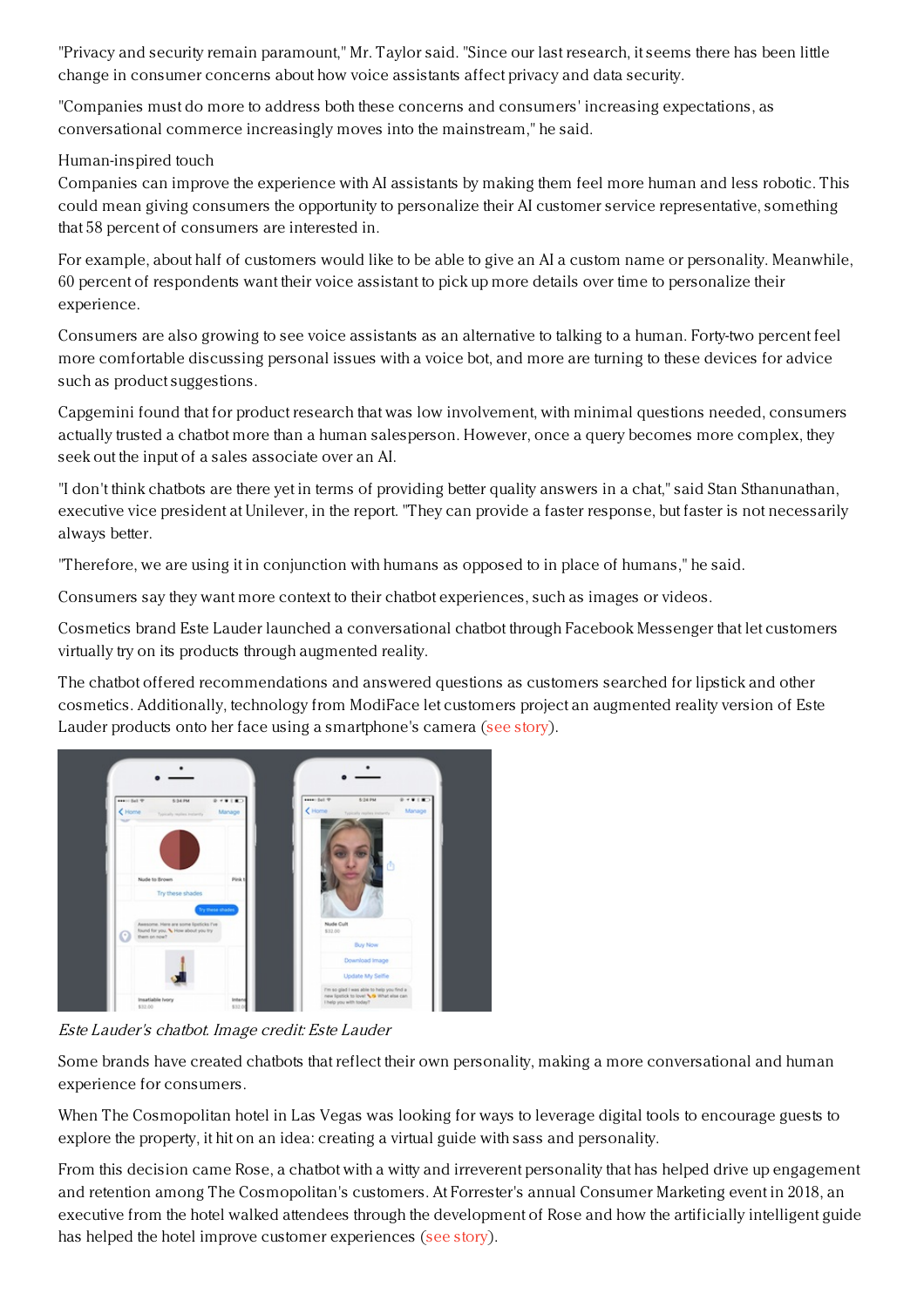"Privacy and security remain paramount," Mr. Taylor said. "Since our last research, it seems there has been little change in consumer concerns about how voice assistants affect privacy and data security.

"Companies must do more to address both these concerns and consumers' increasing expectations, as conversational commerce increasingly moves into the mainstream," he said.

Human-inspired touch

Companies can improve the experience with AI assistants by making them feel more human and less robotic. This could mean giving consumers the opportunity to personalize their AI customer service representative, something that 58 percent of consumers are interested in.

For example, about half of customers would like to be able to give an AI a custom name or personality. Meanwhile, 60 percent of respondents want their voice assistant to pick up more details over time to personalize their experience.

Consumers are also growing to see voice assistants as an alternative to talking to a human. Forty-two percent feel more comfortable discussing personal issues with a voice bot, and more are turning to these devices for advice such as product suggestions.

Capgemini found that for product research that was low involvement, with minimal questions needed, consumers actually trusted a chatbot more than a human salesperson. However, once a query becomes more complex, they seek out the input of a sales associate over an AI.

"I don't think chatbots are there yet in terms of providing better quality answers in a chat," said Stan Sthanunathan, executive vice president at Unilever, in the report. "They can provide a faster response, but faster is not necessarily always better.

"Therefore, we are using it in conjunction with humans as opposed to in place of humans," he said.

Consumers say they want more context to their chatbot experiences, such as images or videos.

Cosmetics brand Este Lauder launched a conversational chatbot through Facebook Messenger that let customers virtually try on its products through augmented reality.

The chatbot offered recommendations and answered questions as customers searched for lipstick and other cosmetics. Additionally, technology from ModiFace let customers project an augmented reality version of Este Lauder products onto her face using a smartphone's camera (see story).

*Este Lauder's chatbot. Image credit: Este Lauder*

Some brands have created chatbots that reflect their own personality, making a more conversational and human experience for consumers.

When The Cosmopolitan hotel in Las Vegas was looking for ways to leverage digital tools to encourage guests to explore the property, it hit on an idea: creating a virtual guide with sass and personality.

From this decision came Rose, a chatbot with a witty and irreverent personality that has helped drive up engagement and retention among The Cosmopolitan's customers. At Forrester's annual Consumer Marketing event in 2018, an executive from the hotel walked attendees through the development of Rose and how the artificially intelligent guide has helped the hotel improve customer experiences (see story).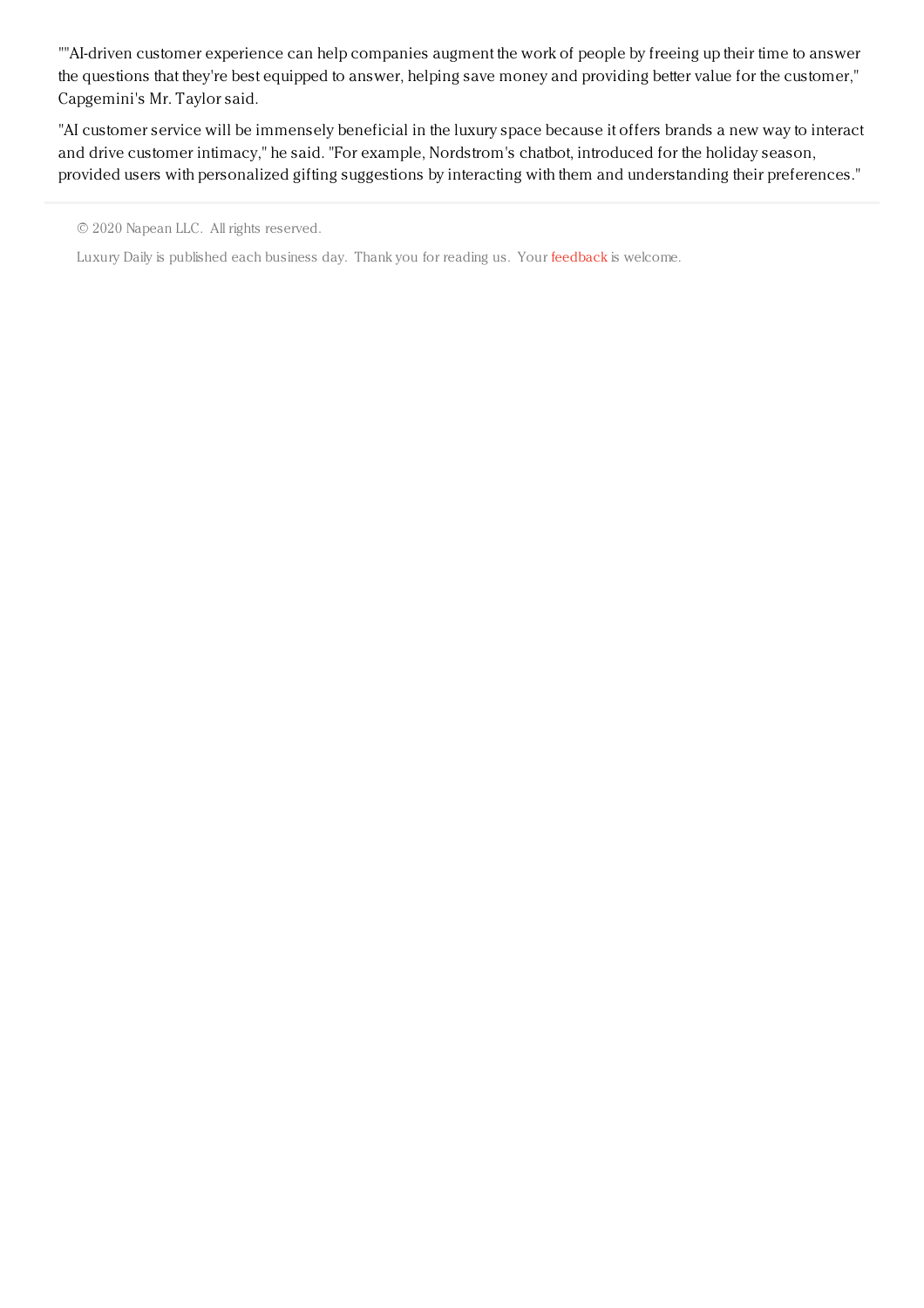""AI-driven customer experience can help companies augment the work of people by freeing up their time to answer the questions that they're best equipped to answer, helping save money and providing better value for the customer," Capgemini's Mr. Taylor said.

"AI customer service will be immensely beneficial in the luxury space because it offers brands a new way to interact and drive customer intimacy," he said. "For example, Nordstrom's chatbot, introduced for the holiday season, provided users with personalized gifting suggestions by interacting with them and understanding their preferences."

---

© 2020 Napean LLC. All rights reserved.

Luxury Daily is published each business day. Thank you for reading us. Your feedback is welcome.